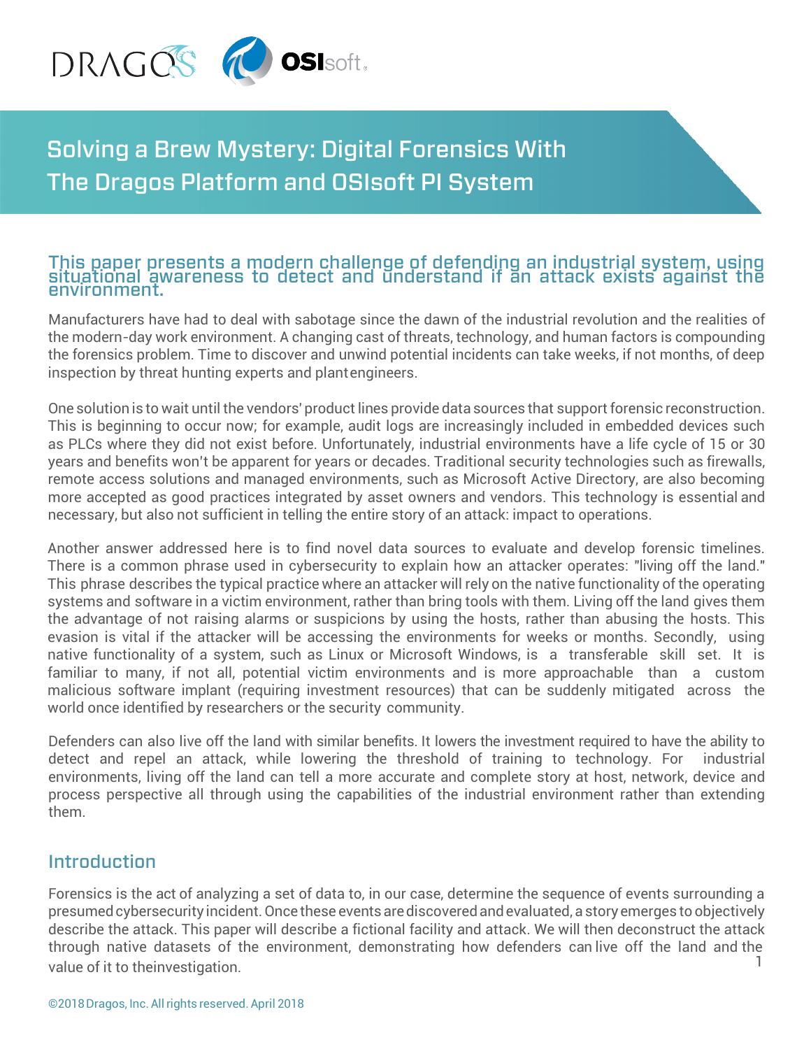# Solving a Brew Mystery: Digital Forensics With The Dragos Platform and OSIsoft PI System

## This paper presents a modern challenge of defending an industrial system, using situational awareness to detect and understand if an attack exists against the environment.

Manufacturers have had to deal with sabotage since the dawn of the industrial revolution and the realities of the modern-day work environment. A changing cast of threats, technology, and human factors is compounding the forensics problem. Time to discover and unwind potential incidents can take weeks, if not months, of deep inspection by threat hunting experts and plant engineers.

One solution is to wait until the vendors' product lines provide data sources that support forensic reconstruction. This is beginning to occur now; for example, audit logs are increasingly included in embedded devices such as PLCs where they did not exist before. Unfortunately, industrial environments have a life cycle of 15 or 30 years and benefits won't be apparent for years or decades. Traditional security technologies such as firewalls, remote access solutions and managed environments, such as Microsoft Active Directory, are also becoming more accepted as good practices integrated by asset owners and vendors. This technology is essential and necessary, but also not sufficient in telling the entire story of an attack: impact to operations.

Another answer addressed here is to find novel data sources to evaluate and develop forensic timelines. There is a common phrase used in cybersecurity to explain how an attacker operates: "living off the land." This phrase describes the typical practice where an attacker will rely on the native functionality of the operating systems and software in a victim environment, rather than bring tools with them. Living off the land gives them the advantage of not raising alarms or suspicions by using the hosts, rather than abusing the hosts. This evasion is vital if the attacker will be accessing the environments for weeks or months. Secondly, using native functionality of a system, such as Linux or Microsoft Windows, is a transferable skill set. It is familiar to many, if not all, potential victim environments and is more approachable than a custom malicious software implant (requiring investment resources) that can be suddenly mitigated across the world once identified by researchers or the security community.

Defenders can also live off the land with similar benefits. It lowers the investment required to have the ability to detect and repel an attack, while lowering the threshold of training to technology. For industrial environments, living off the land can tell a more accurate and complete story at host, network, device and process perspective all through using the capabilities of the industrial environment rather than extending them.

## Introduction

Forensics is the act of analyzing a set of data to, in our case, determine the sequence of events surrounding a presumed cybersecurity incident. Once these events are discovered and evaluated, a story emerges to objectively describe the attack. This paper will describe a fictional facility and attack. We will then deconstruct the attack through native datasets of the environment, demonstrating how defenders can live off the land and the value of it to the investigation.

©2018 Dragos, Inc. All rights reserved. April 2018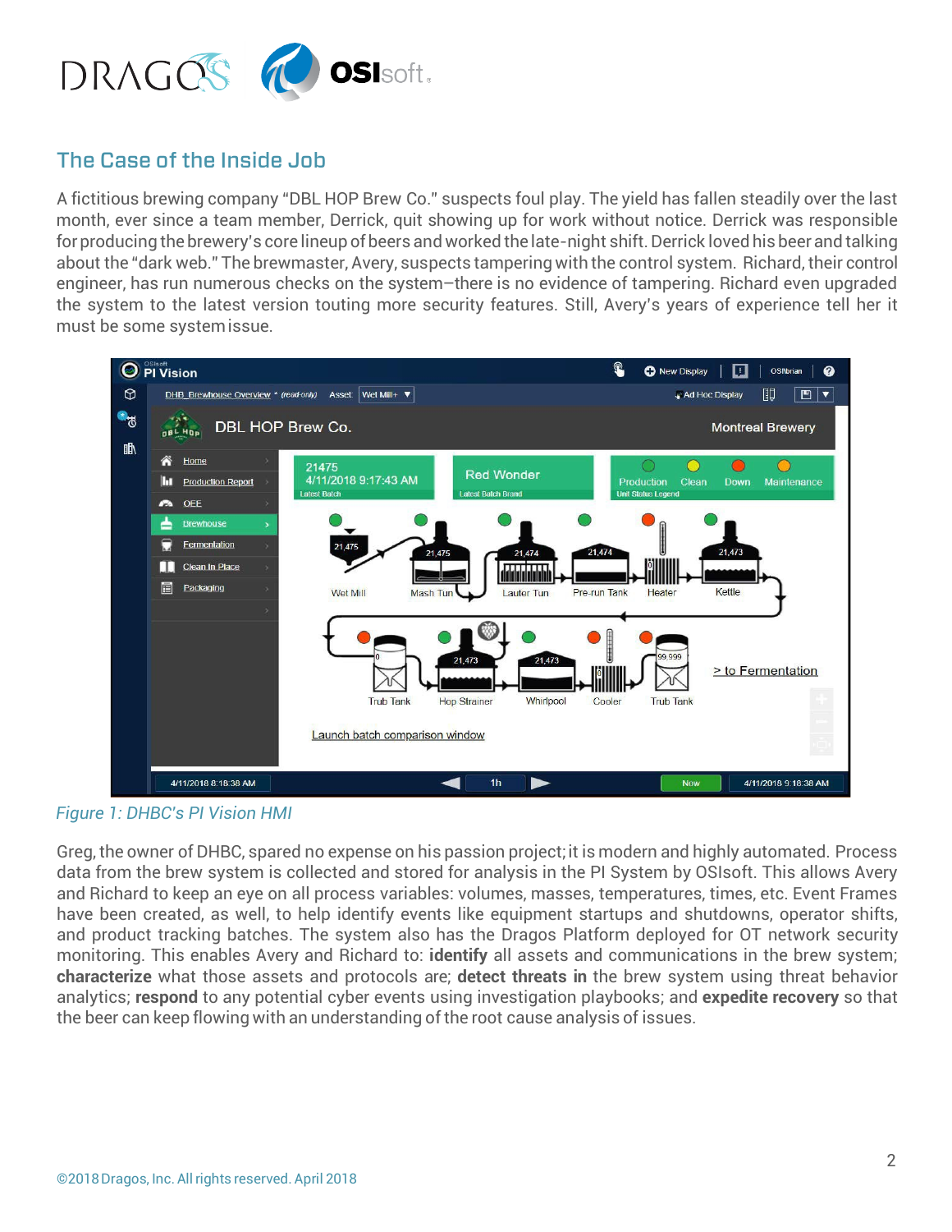## The Case of the Inside Job

A fictitious brewing company "DBL HOP Brew Co." suspects foul play. The yield has fallen steadily over the last month, ever since a team member, Derrick, quit showing up for work without notice. Derrick was responsible for producing the brewery's core lineup of beers and worked the late-night shift. Derrick loved his beer and talking about the "dark web." The brewmaster, Avery, suspects tampering with the control system. Richard, their control engineer, has run numerous checks on the system–there is no evidence of tampering. Richard even upgraded the system to the latest version touting more security features. Still, Avery's years of experience tell her it must be some system issue.

*Figure 1: DHBC's PI Vision HMI*

Greg, the owner of DHBC, spared no expense on his passion project; it is modern and highly automated. Process data from the brew system is collected and stored for analysis in the PI System by OSIsoft. This allows Avery and Richard to keep an eye on all process variables: volumes, masses, temperatures, times, etc. Event Frames have been created, as well, to help identify events like equipment startups and shutdowns, operator shifts, and product tracking batches. The system also has the Dragos Platform deployed for OT network security monitoring. This enables Avery and Richard to: **identify** all assets and communications in the brew system; **characterize** what those assets and protocols are; **detect threats in** the brew system using threat behavior analytics; **respond** to any potential cyber events using investigation playbooks; and **expedite recovery** so that the beer can keep flowing with an understanding of the root cause analysis of issues.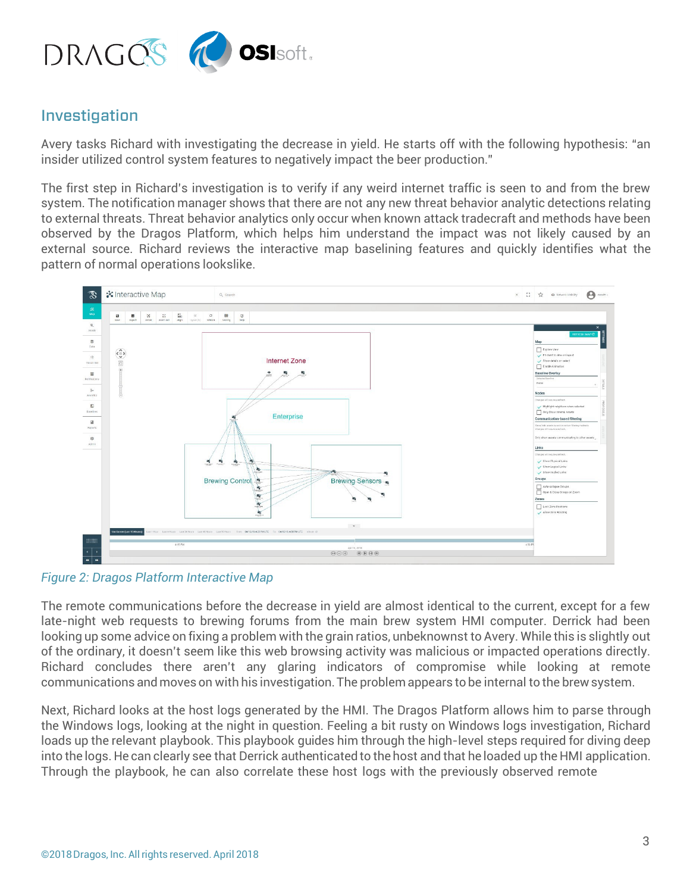## Investigation

Avery tasks Richard with investigating the decrease in yield. He starts off with the following hypothesis: "an insider utilized control system features to negatively impact the beer production."

The first step in Richard's investigation is to verify if any weird internet traffic is seen to and from the brew system. The notification manager shows that there are not any new threat behavior analytic detections relating to external threats. Threat behavior analytics only occur when known attack tradecraft and methods have been observed by the Dragos Platform, which helps him understand the impact was not likely caused by an external source. Richard reviews the interactive map baselining features and quickly identifies what the pattern of normal operations lookslike.

*Figure 2: Dragos Platform Interactive Map*

The remote communications before the decrease in yield are almost identical to the current, except for a few late-night web requests to brewing forums from the main brew system HMI computer. Derrick had been looking up some advice on fixing a problem with the grain ratios, unbeknownst to Avery. While this is slightly out of the ordinary, it doesn't seem like this web browsing activity was malicious or impacted operations directly. Richard concludes there aren't any glaring indicators of compromise while looking at remote communications and moves on with his investigation. The problem appears to be internal to the brew system.

Next, Richard looks at the host logs generated by the HMI. The Dragos Platform allows him to parse through the Windows logs, looking at the night in question. Feeling a bit rusty on Windows logs investigation, Richard loads up the relevant playbook. This playbook guides him through the high-level steps required for diving deep into the logs. He can clearly see that Derrick authenticated to the host and that he loaded up the HMI application. Through the playbook, he can also correlate these host logs with the previously observed remote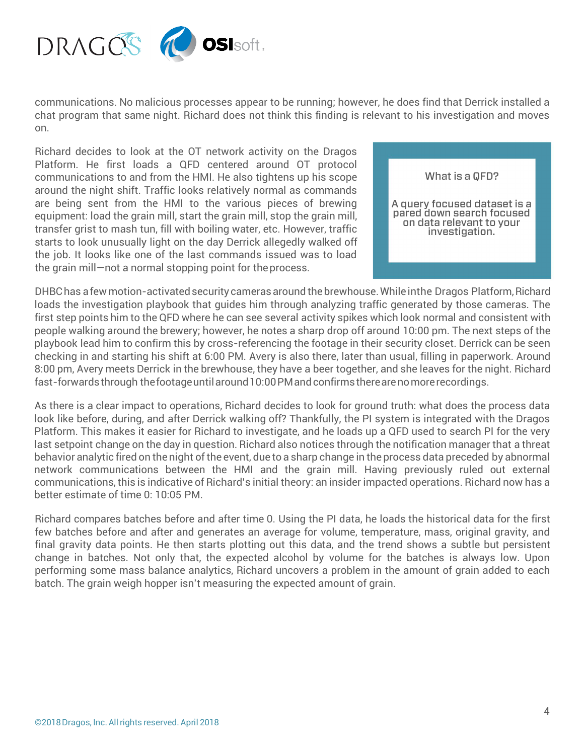communications. No malicious processes appear to be running; however, he does find that Derrick installed a chat program that same night. Richard does not think this finding is relevant to his investigation and moves on.

Richard decides to look at the OT network activity on the Dragos Platform. He first loads a QFD centered around OT protocol communications to and from the HMI. He also tightens up his scope around the night shift. Traffic looks relatively normal as commands are being sent from the HMI to the various pieces of brewing equipment: load the grain mill, start the grain mill, stop the grain mill, transfer grist to mash tun, fill with boiling water, etc. However, traffic starts to look unusually light on the day Derrick allegedly walked off the job. It looks like one of the last commands issued was to load the grain mill—not a normal stopping point for the process.

> **What is a QFD?**
>
> A query focused dataset is a pared down search focused on data relevant to your investigation.

DHBC has a few motion-activated security cameras around the brewhouse. While in the Dragos Platform, Richard loads the investigation playbook that guides him through analyzing traffic generated by those cameras. The first step points him to the QFD where he can see several activity spikes which look normal and consistent with people walking around the brewery; however, he notes a sharp drop off around 10:00 pm. The next steps of the playbook lead him to confirm this by cross-referencing the footage in their security closet. Derrick can be seen checking in and starting his shift at 6:00 PM. Avery is also there, later than usual, filling in paperwork. Around 8:00 pm, Avery meets Derrick in the brewhouse, they have a beer together, and she leaves for the night. Richard fast-forwards through the footage until around 10:00 PM and confirms there are no more recordings.

As there is a clear impact to operations, Richard decides to look for ground truth: what does the process data look like before, during, and after Derrick walking off? Thankfully, the PI system is integrated with the Dragos Platform. This makes it easier for Richard to investigate, and he loads up a QFD used to search PI for the very last setpoint change on the day in question. Richard also notices through the notification manager that a threat behavior analytic fired on the night of the event, due to a sharp change in the process data preceded by abnormal network communications between the HMI and the grain mill. Having previously ruled out external communications, this is indicative of Richard's initial theory: an insider impacted operations. Richard now has a better estimate of time 0: 10:05 PM.

Richard compares batches before and after time 0. Using the PI data, he loads the historical data for the first few batches before and after and generates an average for volume, temperature, mass, original gravity, and final gravity data points. He then starts plotting out this data, and the trend shows a subtle but persistent change in batches. Not only that, the expected alcohol by volume for the batches is always low. Upon performing some mass balance analytics, Richard uncovers a problem in the amount of grain added to each batch. The grain weigh hopper isn't measuring the expected amount of grain.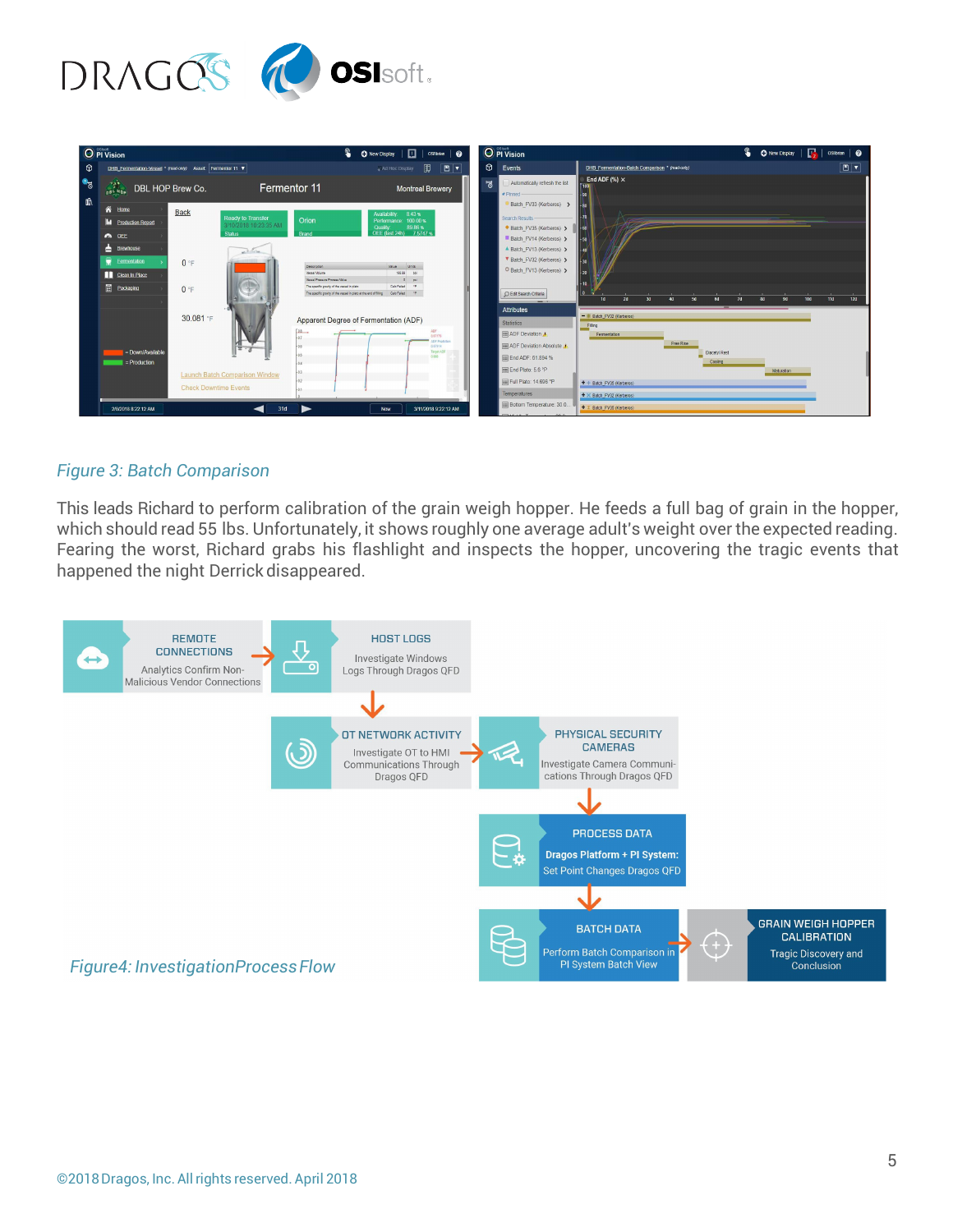*Figure 3: Batch Comparison*

This leads Richard to perform calibration of the grain weigh hopper. He feeds a full bag of grain in the hopper, which should read 55 lbs. Unfortunately, it shows roughly one average adult's weight over the expected reading. Fearing the worst, Richard grabs his flashlight and inspects the hopper, uncovering the tragic events that happened the night Derrick disappeared.

REMOTE CONNECTIONS
Analytics Confirm Non-Malicious Vendor Connections

→ HOST LOGS
Investigate Windows Logs Through Dragos QFD

↓ OT NETWORK ACTIVITY
Investigate OT to HMI Communications Through Dragos QFD

→ PHYSICAL SECURITY CAMERAS
Investigate Camera Communications Through Dragos QFD

↓ PROCESS DATA
**Dragos Platform + PI System:**
Set Point Changes Dragos QFD

↓ BATCH DATA
Perform Batch Comparison in PI System Batch View

→ GRAIN WEIGH HOPPER CALIBRATION
Tragic Discovery and Conclusion

*Figure4: InvestigationProcess Flow*

©2018 Dragos, Inc. All rights reserved. April 2018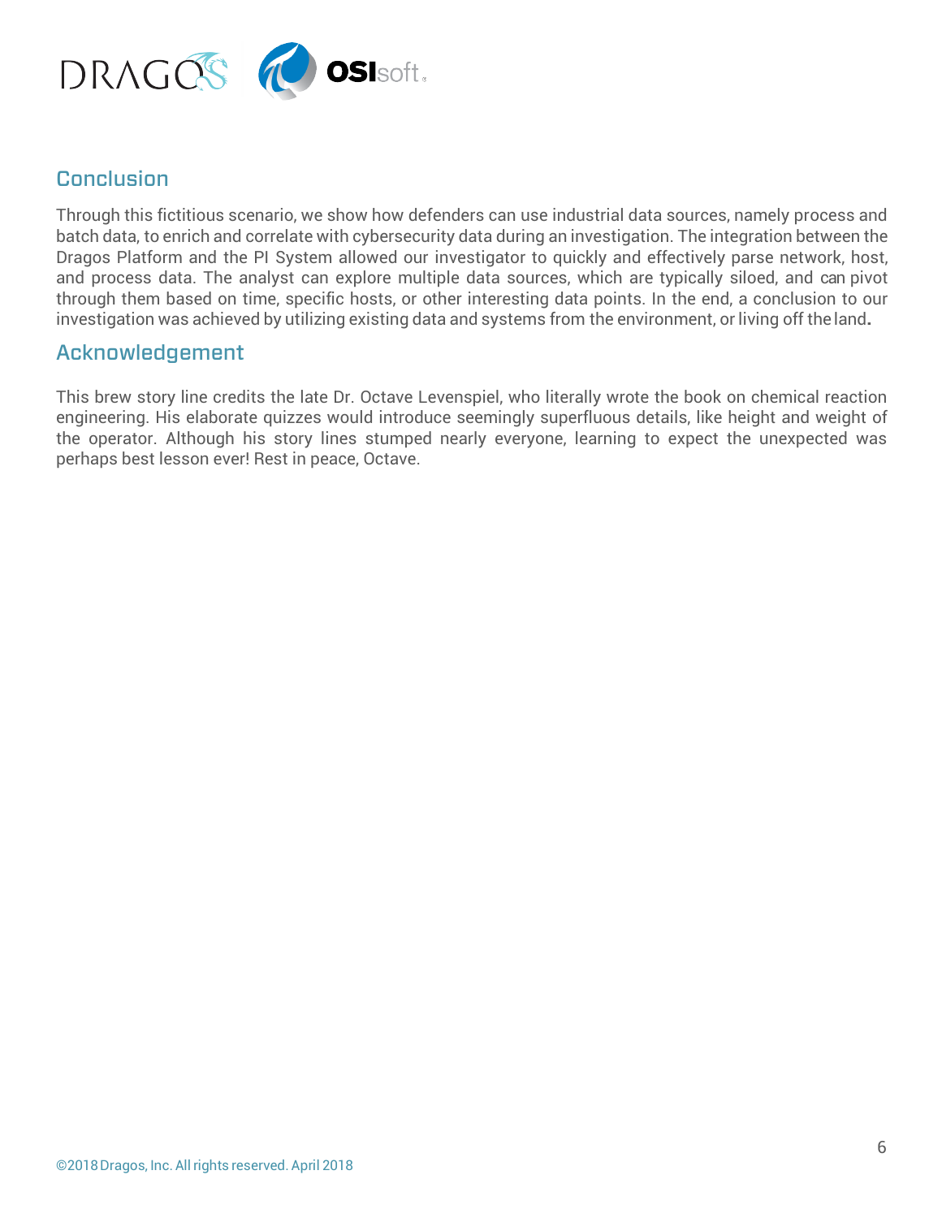## Conclusion

Through this fictitious scenario, we show how defenders can use industrial data sources, namely process and batch data, to enrich and correlate with cybersecurity data during an investigation. The integration between the Dragos Platform and the PI System allowed our investigator to quickly and effectively parse network, host, and process data. The analyst can explore multiple data sources, which are typically siloed, and can pivot through them based on time, specific hosts, or other interesting data points. In the end, a conclusion to our investigation was achieved by utilizing existing data and systems from the environment, or living off the land.

## Acknowledgement

This brew story line credits the late Dr. Octave Levenspiel, who literally wrote the book on chemical reaction engineering. His elaborate quizzes would introduce seemingly superfluous details, like height and weight of the operator. Although his story lines stumped nearly everyone, learning to expect the unexpected was perhaps best lesson ever! Rest in peace, Octave.